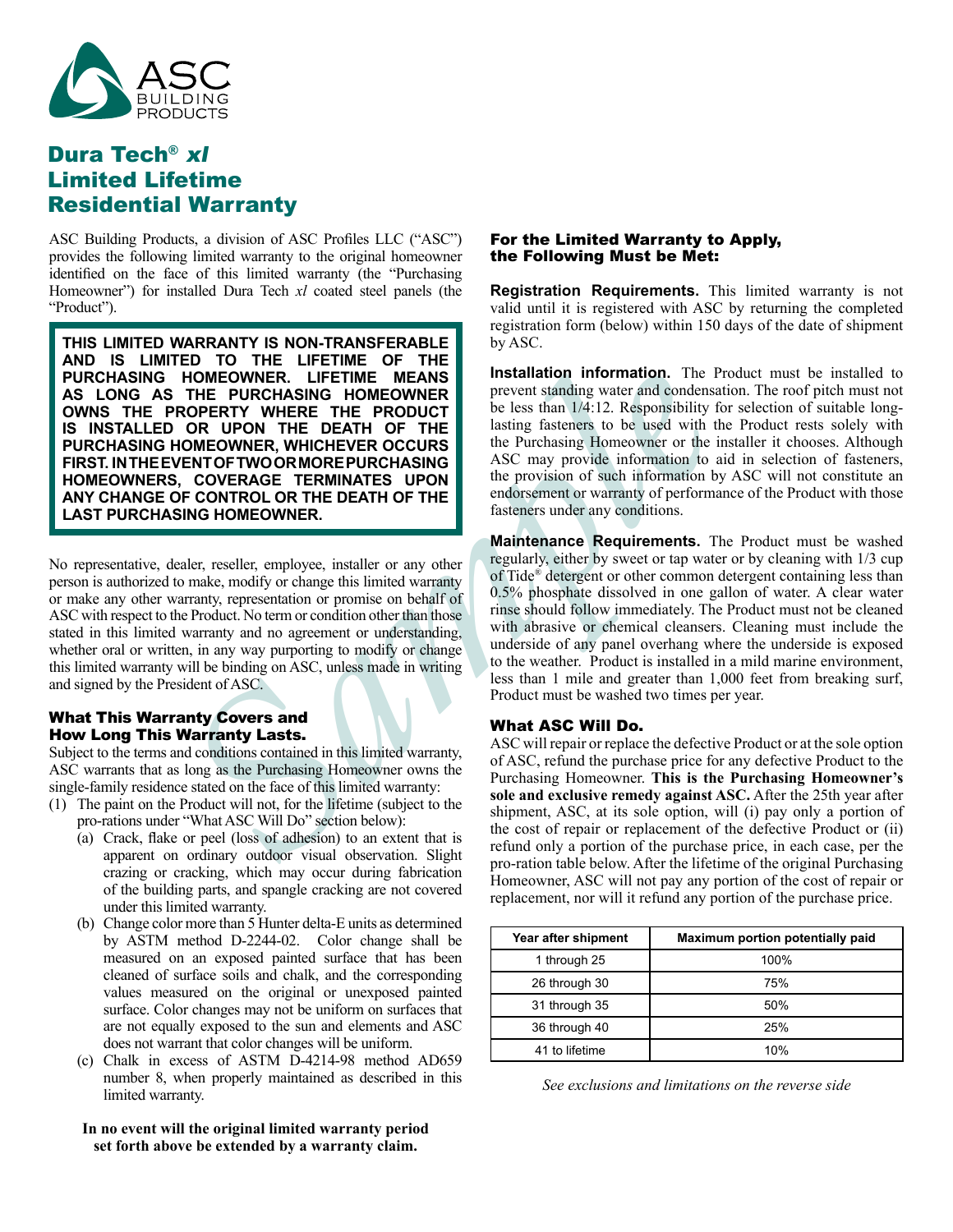ASC BUILDING PRODUCTS

# Dura Tech® *xl* Limited Lifetime Residential Warranty

ASC Building Products, a division of ASC Profiles LLC ("ASC") provides the following limited warranty to the original homeowner identified on the face of this limited warranty (the "Purchasing Homeowner") for installed Dura Tech *xl* coated steel panels (the "Product").

**THIS LIMITED WARRANTY IS NON-TRANSFERABLE AND IS LIMITED TO THE LIFETIME OF THE PURCHASING HOMEOWNER. LIFETIME MEANS AS LONG AS THE PURCHASING HOMEOWNER OWNS THE PROPERTY WHERE THE PRODUCT IS INSTALLED OR UPON THE DEATH OF THE PURCHASING HOMEOWNER, WHICHEVER OCCURS FIRST. IN THE EVENT OF TWO OR MORE PURCHASING HOMEOWNERS, COVERAGE TERMINATES UPON ANY CHANGE OF CONTROL OR THE DEATH OF THE LAST PURCHASING HOMEOWNER.**

No representative, dealer, reseller, employee, installer or any other person is authorized to make, modify or change this limited warranty or make any other warranty, representation or promise on behalf of ASC with respect to the Product. No term or condition other than those stated in this limited warranty and no agreement or understanding, whether oral or written, in any way purporting to modify or change this limited warranty will be binding on ASC, unless made in writing and signed by the President of ASC.

### What This Warranty Covers and How Long This Warranty Lasts.

Subject to the terms and conditions contained in this limited warranty, ASC warrants that as long as the Purchasing Homeowner owns the single-family residence stated on the face of this limited warranty:

(1) The paint on the Product will not, for the lifetime (subject to the pro-rations under "What ASC Will Do" section below):
   - (a) Crack, flake or peel (loss of adhesion) to an extent that is apparent on ordinary outdoor visual observation. Slight crazing or cracking, which may occur during fabrication of the building parts, and spangle cracking are not covered under this limited warranty.
   - (b) Change color more than 5 Hunter delta-E units as determined by ASTM method D-2244-02. Color change shall be measured on an exposed painted surface that has been cleaned of surface soils and chalk, and the corresponding values measured on the original or unexposed painted surface. Color changes may not be uniform on surfaces that are not equally exposed to the sun and elements and ASC does not warrant that color changes will be uniform.
   - (c) Chalk in excess of ASTM D-4214-98 method AD659 number 8, when properly maintained as described in this limited warranty.

**In no event will the original limited warranty period set forth above be extended by a warranty claim.**

### For the Limited Warranty to Apply, the Following Must be Met:

**Registration Requirements.** This limited warranty is not valid until it is registered with ASC by returning the completed registration form (below) within 150 days of the date of shipment by ASC.

**Installation information.** The Product must be installed to prevent standing water and condensation. The roof pitch must not be less than 1/4:12. Responsibility for selection of suitable long-lasting fasteners to be used with the Product rests solely with the Purchasing Homeowner or the installer it chooses. Although ASC may provide information to aid in selection of fasteners, the provision of such information by ASC will not constitute an endorsement or warranty of performance of the Product with those fasteners under any conditions.

**Maintenance Requirements.** The Product must be washed regularly, either by sweet or tap water or by cleaning with 1/3 cup of Tide® detergent or other common detergent containing less than 0.5% phosphate dissolved in one gallon of water. A clear water rinse should follow immediately. The Product must not be cleaned with abrasive or chemical cleansers. Cleaning must include the underside of any panel overhang where the underside is exposed to the weather. Product is installed in a mild marine environment, less than 1 mile and greater than 1,000 feet from breaking surf, Product must be washed two times per year.

### What ASC Will Do.

ASC will repair or replace the defective Product or at the sole option of ASC, refund the purchase price for any defective Product to the Purchasing Homeowner. **This is the Purchasing Homeowner's sole and exclusive remedy against ASC.** After the 25th year after shipment, ASC, at its sole option, will (i) pay only a portion of the cost of repair or replacement of the defective Product or (ii) refund only a portion of the purchase price, in each case, per the pro-ration table below. After the lifetime of the original Purchasing Homeowner, ASC will not pay any portion of the cost of repair or replacement, nor will it refund any portion of the purchase price.

| Year after shipment | Maximum portion potentially paid |
|---|---|
| 1 through 25 | 100% |
| 26 through 30 | 75% |
| 31 through 35 | 50% |
| 36 through 40 | 25% |
| 41 to lifetime | 10% |

*See exclusions and limitations on the reverse side*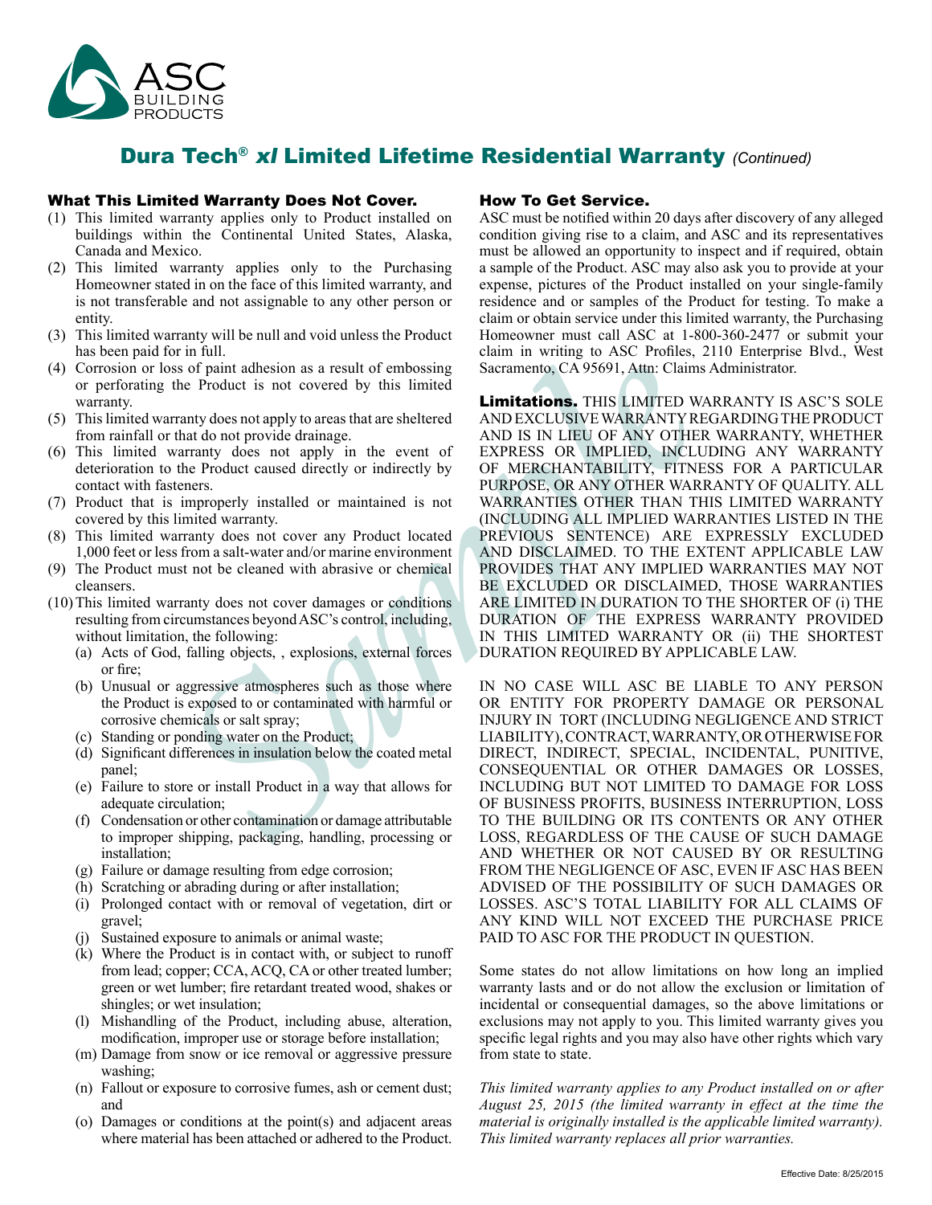# Dura Tech® *xl* Limited Lifetime Residential Warranty *(Continued)*

## What This Limited Warranty Does Not Cover.

(1) This limited warranty applies only to Product installed on buildings within the Continental United States, Alaska, Canada and Mexico.

(2) This limited warranty applies only to the Purchasing Homeowner stated in on the face of this limited warranty, and is not transferable and not assignable to any other person or entity.

(3) This limited warranty will be null and void unless the Product has been paid for in full.

(4) Corrosion or loss of paint adhesion as a result of embossing or perforating the Product is not covered by this limited warranty.

(5) This limited warranty does not apply to areas that are sheltered from rainfall or that do not provide drainage.

(6) This limited warranty does not apply in the event of deterioration to the Product caused directly or indirectly by contact with fasteners.

(7) Product that is improperly installed or maintained is not covered by this limited warranty.

(8) This limited warranty does not cover any Product located 1,000 feet or less from a salt-water and/or marine environment

(9) The Product must not be cleaned with abrasive or chemical cleansers.

(10) This limited warranty does not cover damages or conditions resulting from circumstances beyond ASC's control, including, without limitation, the following:

- (a) Acts of God, falling objects, , explosions, external forces or fire;
- (b) Unusual or aggressive atmospheres such as those where the Product is exposed to or contaminated with harmful or corrosive chemicals or salt spray;
- (c) Standing or ponding water on the Product;
- (d) Significant differences in insulation below the coated metal panel;
- (e) Failure to store or install Product in a way that allows for adequate circulation;
- (f) Condensation or other contamination or damage attributable to improper shipping, packaging, handling, processing or installation;
- (g) Failure or damage resulting from edge corrosion;
- (h) Scratching or abrading during or after installation;
- (i) Prolonged contact with or removal of vegetation, dirt or gravel;
- (j) Sustained exposure to animals or animal waste;
- (k) Where the Product is in contact with, or subject to runoff from lead; copper; CCA, ACQ, CA or other treated lumber; green or wet lumber; fire retardant treated wood, shakes or shingles; or wet insulation;
- (l) Mishandling of the Product, including abuse, alteration, modification, improper use or storage before installation;
- (m) Damage from snow or ice removal or aggressive pressure washing;
- (n) Fallout or exposure to corrosive fumes, ash or cement dust; and
- (o) Damages or conditions at the point(s) and adjacent areas where material has been attached or adhered to the Product.

## How To Get Service.

ASC must be notified within 20 days after discovery of any alleged condition giving rise to a claim, and ASC and its representatives must be allowed an opportunity to inspect and if required, obtain a sample of the Product. ASC may also ask you to provide at your expense, pictures of the Product installed on your single-family residence and or samples of the Product for testing. To make a claim or obtain service under this limited warranty, the Purchasing Homeowner must call ASC at 1-800-360-2477 or submit your claim in writing to ASC Profiles, 2110 Enterprise Blvd., West Sacramento, CA 95691, Attn: Claims Administrator.

**Limitations.** THIS LIMITED WARRANTY IS ASC'S SOLE AND EXCLUSIVE WARRANTY REGARDING THE PRODUCT AND IS IN LIEU OF ANY OTHER WARRANTY, WHETHER EXPRESS OR IMPLIED, INCLUDING ANY WARRANTY OF MERCHANTABILITY, FITNESS FOR A PARTICULAR PURPOSE, OR ANY OTHER WARRANTY OF QUALITY. ALL WARRANTIES OTHER THAN THIS LIMITED WARRANTY (INCLUDING ALL IMPLIED WARRANTIES LISTED IN THE PREVIOUS SENTENCE) ARE EXPRESSLY EXCLUDED AND DISCLAIMED. TO THE EXTENT APPLICABLE LAW PROVIDES THAT ANY IMPLIED WARRANTIES MAY NOT BE EXCLUDED OR DISCLAIMED, THOSE WARRANTIES ARE LIMITED IN DURATION TO THE SHORTER OF (i) THE DURATION OF THE EXPRESS WARRANTY PROVIDED IN THIS LIMITED WARRANTY OR (ii) THE SHORTEST DURATION REQUIRED BY APPLICABLE LAW.

IN NO CASE WILL ASC BE LIABLE TO ANY PERSON OR ENTITY FOR PROPERTY DAMAGE OR PERSONAL INJURY IN TORT (INCLUDING NEGLIGENCE AND STRICT LIABILITY), CONTRACT, WARRANTY, OR OTHERWISE FOR DIRECT, INDIRECT, SPECIAL, INCIDENTAL, PUNITIVE, CONSEQUENTIAL OR OTHER DAMAGES OR LOSSES, INCLUDING BUT NOT LIMITED TO DAMAGE FOR LOSS OF BUSINESS PROFITS, BUSINESS INTERRUPTION, LOSS TO THE BUILDING OR ITS CONTENTS OR ANY OTHER LOSS, REGARDLESS OF THE CAUSE OF SUCH DAMAGE AND WHETHER OR NOT CAUSED BY OR RESULTING FROM THE NEGLIGENCE OF ASC, EVEN IF ASC HAS BEEN ADVISED OF THE POSSIBILITY OF SUCH DAMAGES OR LOSSES. ASC'S TOTAL LIABILITY FOR ALL CLAIMS OF ANY KIND WILL NOT EXCEED THE PURCHASE PRICE PAID TO ASC FOR THE PRODUCT IN QUESTION.

Some states do not allow limitations on how long an implied warranty lasts and or do not allow the exclusion or limitation of incidental or consequential damages, so the above limitations or exclusions may not apply to you. This limited warranty gives you specific legal rights and you may also have other rights which vary from state to state.

*This limited warranty applies to any Product installed on or after August 25, 2015 (the limited warranty in effect at the time the material is originally installed is the applicable limited warranty). This limited warranty replaces all prior warranties.*

Effective Date: 8/25/2015